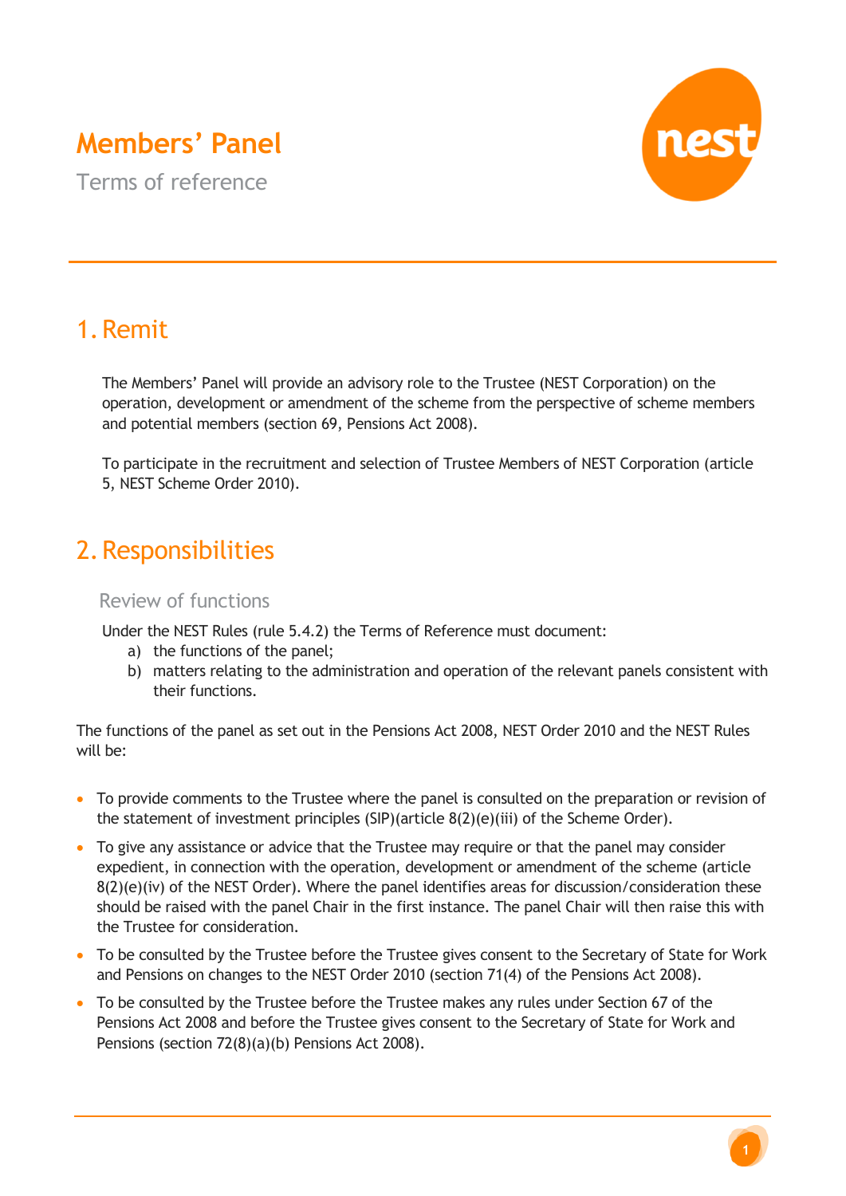# Members' Panel

Terms of reference

## 1. Remit

The Members' Panel will provide an advisory role to the Trustee (NEST Corporation) on the operation, development or amendment of the scheme from the perspective of scheme members and potential members (section 69, Pensions Act 2008).

To participate in the recruitment and selection of Trustee Members of NEST Corporation (article 5, NEST Scheme Order 2010).

## 2. Responsibilities

### Review of functions

Under the NEST Rules (rule 5.4.2) the Terms of Reference must document:

a) the functions of the panel;
b) matters relating to the administration and operation of the relevant panels consistent with their functions.

The functions of the panel as set out in the Pensions Act 2008, NEST Order 2010 and the NEST Rules will be:

- To provide comments to the Trustee where the panel is consulted on the preparation or revision of the statement of investment principles (SIP)(article 8(2)(e)(iii) of the Scheme Order).
- To give any assistance or advice that the Trustee may require or that the panel may consider expedient, in connection with the operation, development or amendment of the scheme (article 8(2)(e)(iv) of the NEST Order). Where the panel identifies areas for discussion/consideration these should be raised with the panel Chair in the first instance. The panel Chair will then raise this with the Trustee for consideration.
- To be consulted by the Trustee before the Trustee gives consent to the Secretary of State for Work and Pensions on changes to the NEST Order 2010 (section 71(4) of the Pensions Act 2008).
- To be consulted by the Trustee before the Trustee makes any rules under Section 67 of the Pensions Act 2008 and before the Trustee gives consent to the Secretary of State for Work and Pensions (section 72(8)(a)(b) Pensions Act 2008).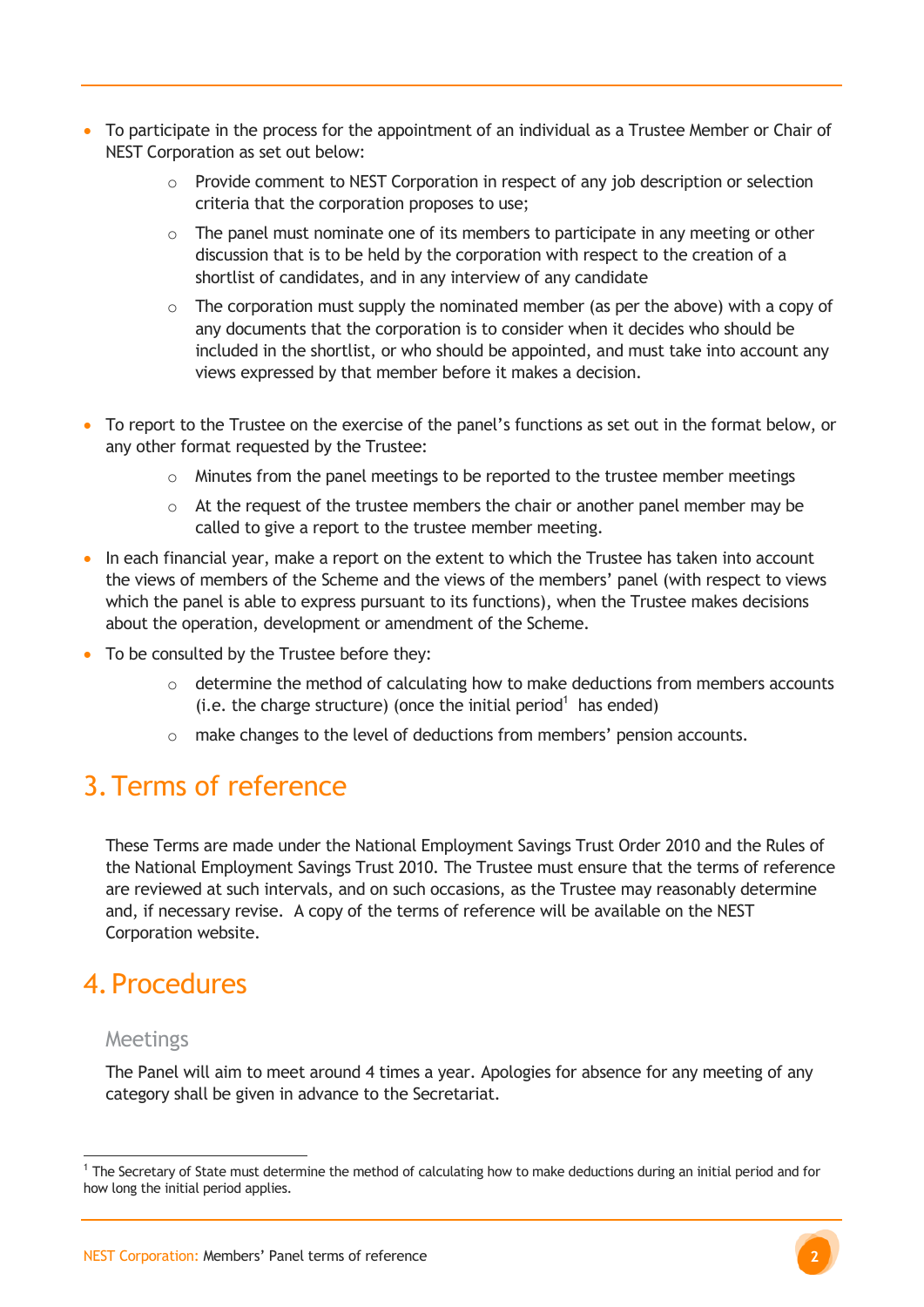- To participate in the process for the appointment of an individual as a Trustee Member or Chair of NEST Corporation as set out below:
    - Provide comment to NEST Corporation in respect of any job description or selection criteria that the corporation proposes to use;
    - The panel must nominate one of its members to participate in any meeting or other discussion that is to be held by the corporation with respect to the creation of a shortlist of candidates, and in any interview of any candidate
    - The corporation must supply the nominated member (as per the above) with a copy of any documents that the corporation is to consider when it decides who should be included in the shortlist, or who should be appointed, and must take into account any views expressed by that member before it makes a decision.

- To report to the Trustee on the exercise of the panel's functions as set out in the format below, or any other format requested by the Trustee:
    - Minutes from the panel meetings to be reported to the trustee member meetings
    - At the request of the trustee members the chair or another panel member may be called to give a report to the trustee member meeting.
- In each financial year, make a report on the extent to which the Trustee has taken into account the views of members of the Scheme and the views of the members' panel (with respect to views which the panel is able to express pursuant to its functions), when the Trustee makes decisions about the operation, development or amendment of the Scheme.
- To be consulted by the Trustee before they:
    - determine the method of calculating how to make deductions from members accounts (i.e. the charge structure) (once the initial period[1] has ended)
    - make changes to the level of deductions from members' pension accounts.

# 3. Terms of reference

These Terms are made under the National Employment Savings Trust Order 2010 and the Rules of the National Employment Savings Trust 2010. The Trustee must ensure that the terms of reference are reviewed at such intervals, and on such occasions, as the Trustee may reasonably determine and, if necessary revise. A copy of the terms of reference will be available on the NEST Corporation website.

# 4. Procedures

## Meetings

The Panel will aim to meet around 4 times a year. Apologies for absence for any meeting of any category shall be given in advance to the Secretariat.

[1] The Secretary of State must determine the method of calculating how to make deductions during an initial period and for how long the initial period applies.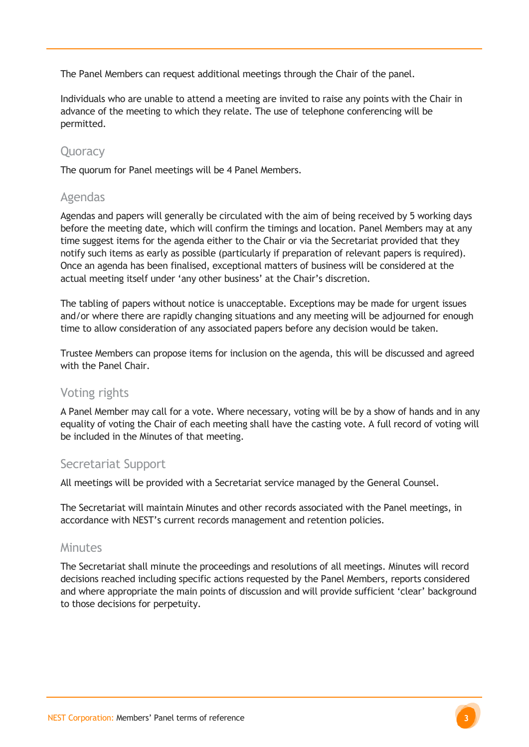The Panel Members can request additional meetings through the Chair of the panel.

Individuals who are unable to attend a meeting are invited to raise any points with the Chair in advance of the meeting to which they relate. The use of telephone conferencing will be permitted.

## Quoracy

The quorum for Panel meetings will be 4 Panel Members.

## Agendas

Agendas and papers will generally be circulated with the aim of being received by 5 working days before the meeting date, which will confirm the timings and location. Panel Members may at any time suggest items for the agenda either to the Chair or via the Secretariat provided that they notify such items as early as possible (particularly if preparation of relevant papers is required). Once an agenda has been finalised, exceptional matters of business will be considered at the actual meeting itself under 'any other business' at the Chair's discretion.

The tabling of papers without notice is unacceptable. Exceptions may be made for urgent issues and/or where there are rapidly changing situations and any meeting will be adjourned for enough time to allow consideration of any associated papers before any decision would be taken.

Trustee Members can propose items for inclusion on the agenda, this will be discussed and agreed with the Panel Chair.

## Voting rights

A Panel Member may call for a vote. Where necessary, voting will be by a show of hands and in any equality of voting the Chair of each meeting shall have the casting vote. A full record of voting will be included in the Minutes of that meeting.

## Secretariat Support

All meetings will be provided with a Secretariat service managed by the General Counsel.

The Secretariat will maintain Minutes and other records associated with the Panel meetings, in accordance with NEST's current records management and retention policies.

## Minutes

The Secretariat shall minute the proceedings and resolutions of all meetings. Minutes will record decisions reached including specific actions requested by the Panel Members, reports considered and where appropriate the main points of discussion and will provide sufficient 'clear' background to those decisions for perpetuity.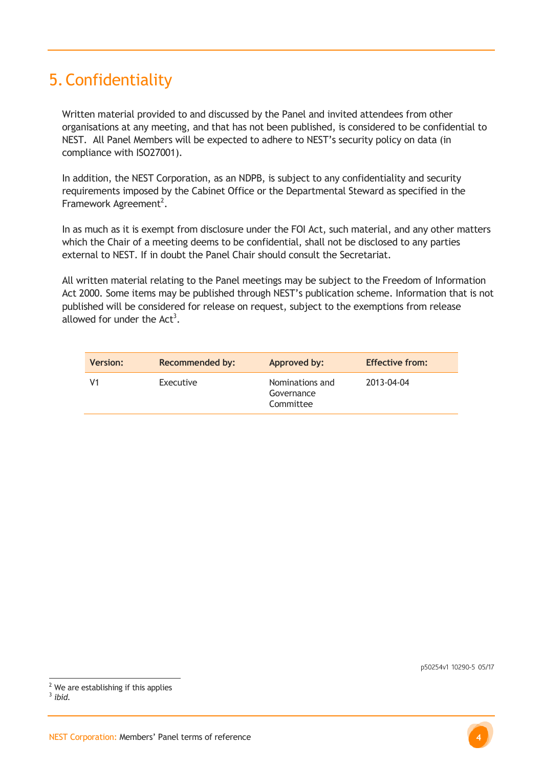# 5. Confidentiality

Written material provided to and discussed by the Panel and invited attendees from other organisations at any meeting, and that has not been published, is considered to be confidential to NEST. All Panel Members will be expected to adhere to NEST's security policy on data (in compliance with ISO27001).

In addition, the NEST Corporation, as an NDPB, is subject to any confidentiality and security requirements imposed by the Cabinet Office or the Departmental Steward as specified in the Framework Agreement[2].

In as much as it is exempt from disclosure under the FOI Act, such material, and any other matters which the Chair of a meeting deems to be confidential, shall not be disclosed to any parties external to NEST. If in doubt the Panel Chair should consult the Secretariat.

All written material relating to the Panel meetings may be subject to the Freedom of Information Act 2000. Some items may be published through NEST's publication scheme. Information that is not published will be considered for release on request, subject to the exemptions from release allowed for under the Act[3].

| Version: | Recommended by: | Approved by: | Effective from: |
|---|---|---|---|
| V1 | Executive | Nominations and Governance Committee | 2013-04-04 |

p50254v1 10290-5 05/17

[2] We are establishing if this applies
[3] *ibid.*